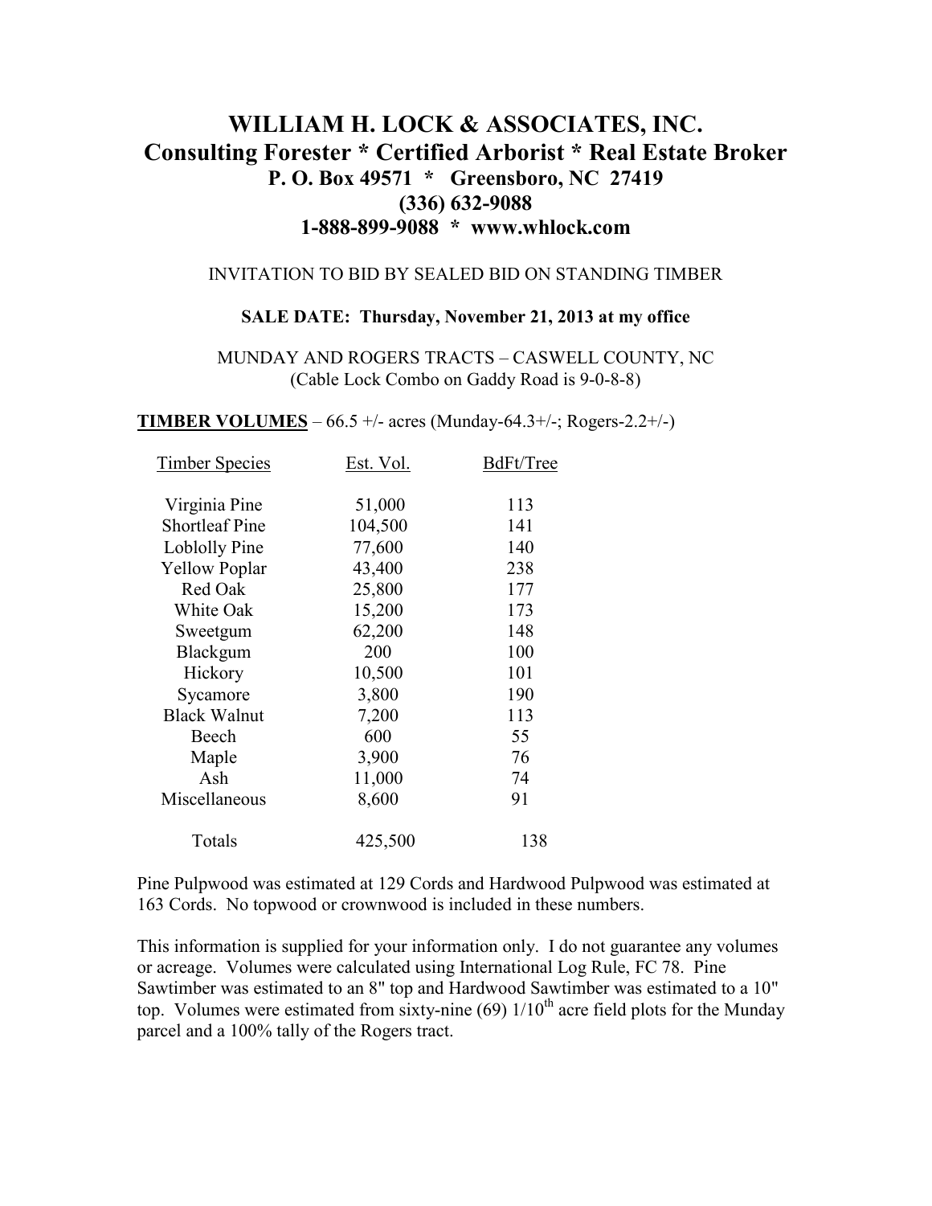# WILLIAM H. LOCK & ASSOCIATES, INC.

## Consulting Forester * Certified Arborist * Real Estate Broker

**P. O. Box 49571 * Greensboro, NC 27419**
**(336) 632-9088**
**1-888-899-9088 * www.whlock.com**

INVITATION TO BID BY SEALED BID ON STANDING TIMBER

**SALE DATE: Thursday, November 21, 2013 at my office**

MUNDAY AND ROGERS TRACTS – CASWELL COUNTY, NC
(Cable Lock Combo on Gaddy Road is 9-0-8-8)

**TIMBER VOLUMES** – 66.5 +/- acres (Munday-64.3+/-; Rogers-2.2+/-)

| Timber Species | Est. Vol. | BdFt/Tree |
|---|---|---|
| Virginia Pine | 51,000 | 113 |
| Shortleaf Pine | 104,500 | 141 |
| Loblolly Pine | 77,600 | 140 |
| Yellow Poplar | 43,400 | 238 |
| Red Oak | 25,800 | 177 |
| White Oak | 15,200 | 173 |
| Sweetgum | 62,200 | 148 |
| Blackgum | 200 | 100 |
| Hickory | 10,500 | 101 |
| Sycamore | 3,800 | 190 |
| Black Walnut | 7,200 | 113 |
| Beech | 600 | 55 |
| Maple | 3,900 | 76 |
| Ash | 11,000 | 74 |
| Miscellaneous | 8,600 | 91 |
| Totals | 425,500 | 138 |

Pine Pulpwood was estimated at 129 Cords and Hardwood Pulpwood was estimated at 163 Cords. No topwood or crownwood is included in these numbers.

This information is supplied for your information only. I do not guarantee any volumes or acreage. Volumes were calculated using International Log Rule, FC 78. Pine Sawtimber was estimated to an 8" top and Hardwood Sawtimber was estimated to a 10" top. Volumes were estimated from sixty-nine (69) 1/10th acre field plots for the Munday parcel and a 100% tally of the Rogers tract.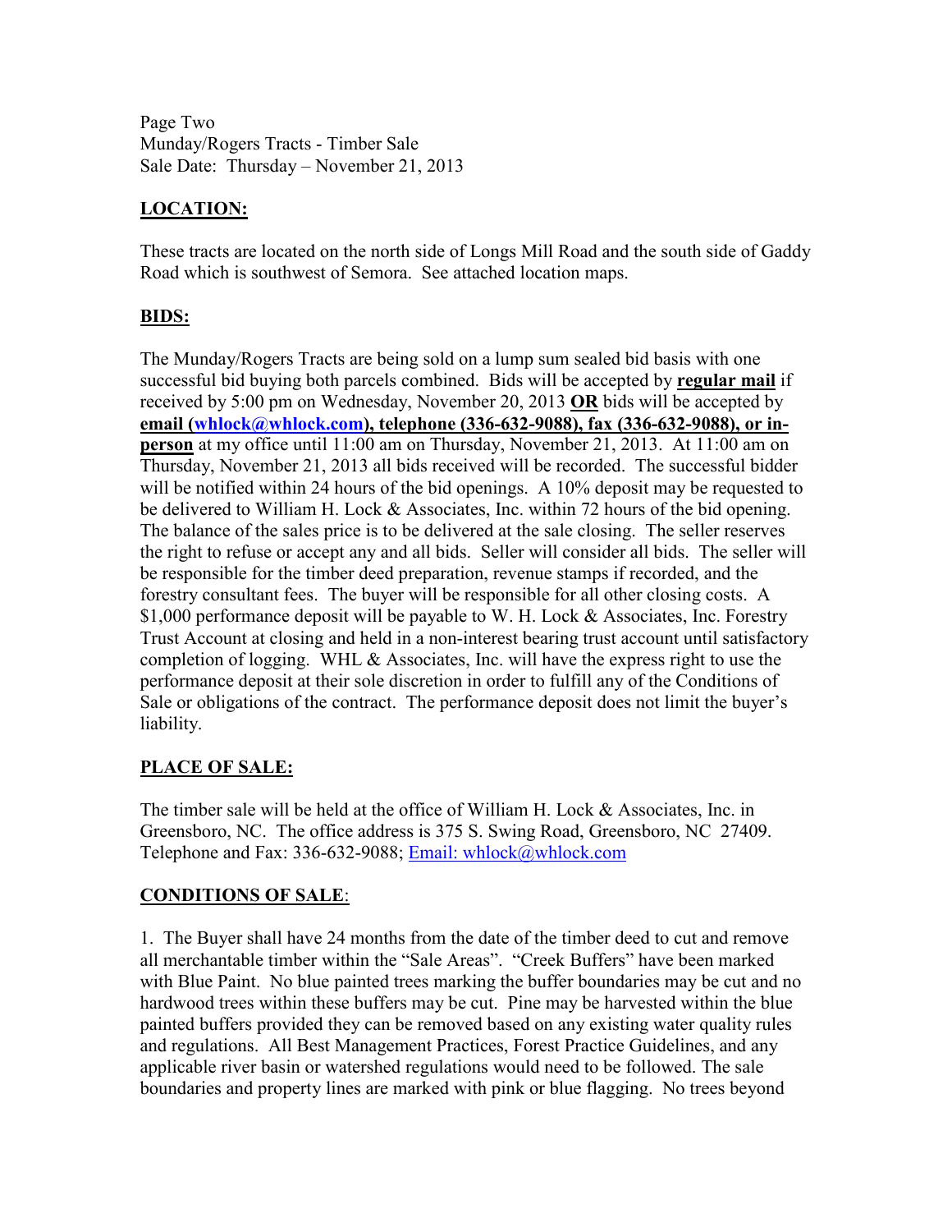Page Two
Munday/Rogers Tracts - Timber Sale
Sale Date: Thursday – November 21, 2013

## LOCATION:

These tracts are located on the north side of Longs Mill Road and the south side of Gaddy Road which is southwest of Semora. See attached location maps.

## BIDS:

The Munday/Rogers Tracts are being sold on a lump sum sealed bid basis with one successful bid buying both parcels combined. Bids will be accepted by **regular mail** if received by 5:00 pm on Wednesday, November 20, 2013 **OR** bids will be accepted by **email (whlock@whlock.com), telephone (336-632-9088), fax (336-632-9088), or in-person** at my office until 11:00 am on Thursday, November 21, 2013. At 11:00 am on Thursday, November 21, 2013 all bids received will be recorded. The successful bidder will be notified within 24 hours of the bid openings. A 10% deposit may be requested to be delivered to William H. Lock & Associates, Inc. within 72 hours of the bid opening. The balance of the sales price is to be delivered at the sale closing. The seller reserves the right to refuse or accept any and all bids. Seller will consider all bids. The seller will be responsible for the timber deed preparation, revenue stamps if recorded, and the forestry consultant fees. The buyer will be responsible for all other closing costs. A $1,000 performance deposit will be payable to W. H. Lock & Associates, Inc. Forestry Trust Account at closing and held in a non-interest bearing trust account until satisfactory completion of logging. WHL & Associates, Inc. will have the express right to use the performance deposit at their sole discretion in order to fulfill any of the Conditions of Sale or obligations of the contract. The performance deposit does not limit the buyer's liability.

## PLACE OF SALE:

The timber sale will be held at the office of William H. Lock & Associates, Inc. in Greensboro, NC. The office address is 375 S. Swing Road, Greensboro, NC 27409. Telephone and Fax: 336-632-9088; Email: whlock@whlock.com

## CONDITIONS OF SALE:

1. The Buyer shall have 24 months from the date of the timber deed to cut and remove all merchantable timber within the "Sale Areas". "Creek Buffers" have been marked with Blue Paint. No blue painted trees marking the buffer boundaries may be cut and no hardwood trees within these buffers may be cut. Pine may be harvested within the blue painted buffers provided they can be removed based on any existing water quality rules and regulations. All Best Management Practices, Forest Practice Guidelines, and any applicable river basin or watershed regulations would need to be followed. The sale boundaries and property lines are marked with pink or blue flagging. No trees beyond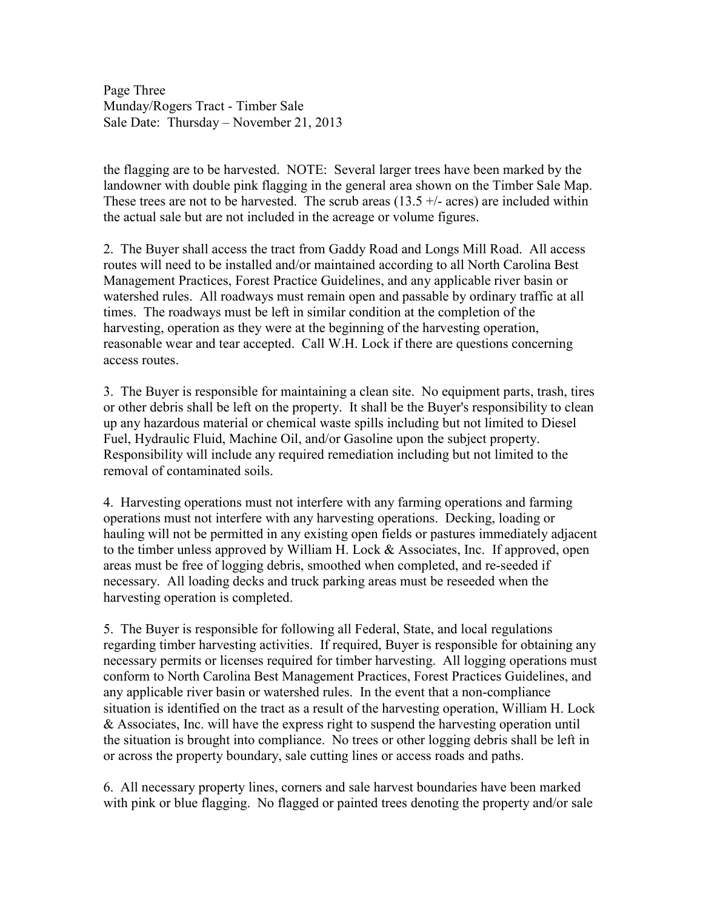the flagging are to be harvested. NOTE: Several larger trees have been marked by the landowner with double pink flagging in the general area shown on the Timber Sale Map. These trees are not to be harvested. The scrub areas (13.5 +/- acres) are included within the actual sale but are not included in the acreage or volume figures.

2. The Buyer shall access the tract from Gaddy Road and Longs Mill Road. All access routes will need to be installed and/or maintained according to all North Carolina Best Management Practices, Forest Practice Guidelines, and any applicable river basin or watershed rules. All roadways must remain open and passable by ordinary traffic at all times. The roadways must be left in similar condition at the completion of the harvesting, operation as they were at the beginning of the harvesting operation, reasonable wear and tear accepted. Call W.H. Lock if there are questions concerning access routes.

3. The Buyer is responsible for maintaining a clean site. No equipment parts, trash, tires or other debris shall be left on the property. It shall be the Buyer's responsibility to clean up any hazardous material or chemical waste spills including but not limited to Diesel Fuel, Hydraulic Fluid, Machine Oil, and/or Gasoline upon the subject property. Responsibility will include any required remediation including but not limited to the removal of contaminated soils.

4. Harvesting operations must not interfere with any farming operations and farming operations must not interfere with any harvesting operations. Decking, loading or hauling will not be permitted in any existing open fields or pastures immediately adjacent to the timber unless approved by William H. Lock & Associates, Inc. If approved, open areas must be free of logging debris, smoothed when completed, and re-seeded if necessary. All loading decks and truck parking areas must be reseeded when the harvesting operation is completed.

5. The Buyer is responsible for following all Federal, State, and local regulations regarding timber harvesting activities. If required, Buyer is responsible for obtaining any necessary permits or licenses required for timber harvesting. All logging operations must conform to North Carolina Best Management Practices, Forest Practices Guidelines, and any applicable river basin or watershed rules. In the event that a non-compliance situation is identified on the tract as a result of the harvesting operation, William H. Lock & Associates, Inc. will have the express right to suspend the harvesting operation until the situation is brought into compliance. No trees or other logging debris shall be left in or across the property boundary, sale cutting lines or access roads and paths.

6. All necessary property lines, corners and sale harvest boundaries have been marked with pink or blue flagging. No flagged or painted trees denoting the property and/or sale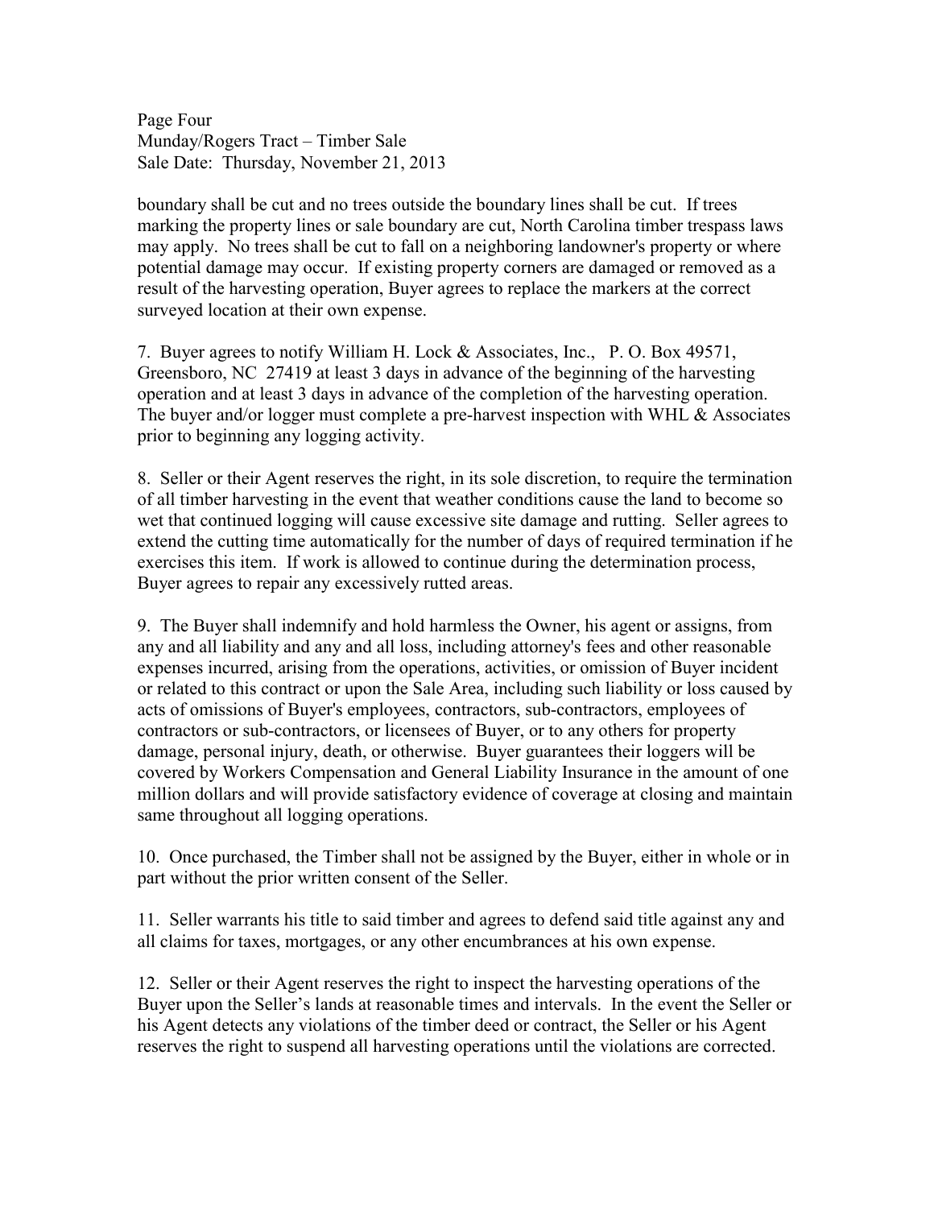boundary shall be cut and no trees outside the boundary lines shall be cut. If trees marking the property lines or sale boundary are cut, North Carolina timber trespass laws may apply. No trees shall be cut to fall on a neighboring landowner's property or where potential damage may occur. If existing property corners are damaged or removed as a result of the harvesting operation, Buyer agrees to replace the markers at the correct surveyed location at their own expense.

7. Buyer agrees to notify William H. Lock & Associates, Inc., P. O. Box 49571, Greensboro, NC 27419 at least 3 days in advance of the beginning of the harvesting operation and at least 3 days in advance of the completion of the harvesting operation. The buyer and/or logger must complete a pre-harvest inspection with WHL & Associates prior to beginning any logging activity.

8. Seller or their Agent reserves the right, in its sole discretion, to require the termination of all timber harvesting in the event that weather conditions cause the land to become so wet that continued logging will cause excessive site damage and rutting. Seller agrees to extend the cutting time automatically for the number of days of required termination if he exercises this item. If work is allowed to continue during the determination process, Buyer agrees to repair any excessively rutted areas.

9. The Buyer shall indemnify and hold harmless the Owner, his agent or assigns, from any and all liability and any and all loss, including attorney's fees and other reasonable expenses incurred, arising from the operations, activities, or omission of Buyer incident or related to this contract or upon the Sale Area, including such liability or loss caused by acts of omissions of Buyer's employees, contractors, sub-contractors, employees of contractors or sub-contractors, or licensees of Buyer, or to any others for property damage, personal injury, death, or otherwise. Buyer guarantees their loggers will be covered by Workers Compensation and General Liability Insurance in the amount of one million dollars and will provide satisfactory evidence of coverage at closing and maintain same throughout all logging operations.

10. Once purchased, the Timber shall not be assigned by the Buyer, either in whole or in part without the prior written consent of the Seller.

11. Seller warrants his title to said timber and agrees to defend said title against any and all claims for taxes, mortgages, or any other encumbrances at his own expense.

12. Seller or their Agent reserves the right to inspect the harvesting operations of the Buyer upon the Seller's lands at reasonable times and intervals. In the event the Seller or his Agent detects any violations of the timber deed or contract, the Seller or his Agent reserves the right to suspend all harvesting operations until the violations are corrected.